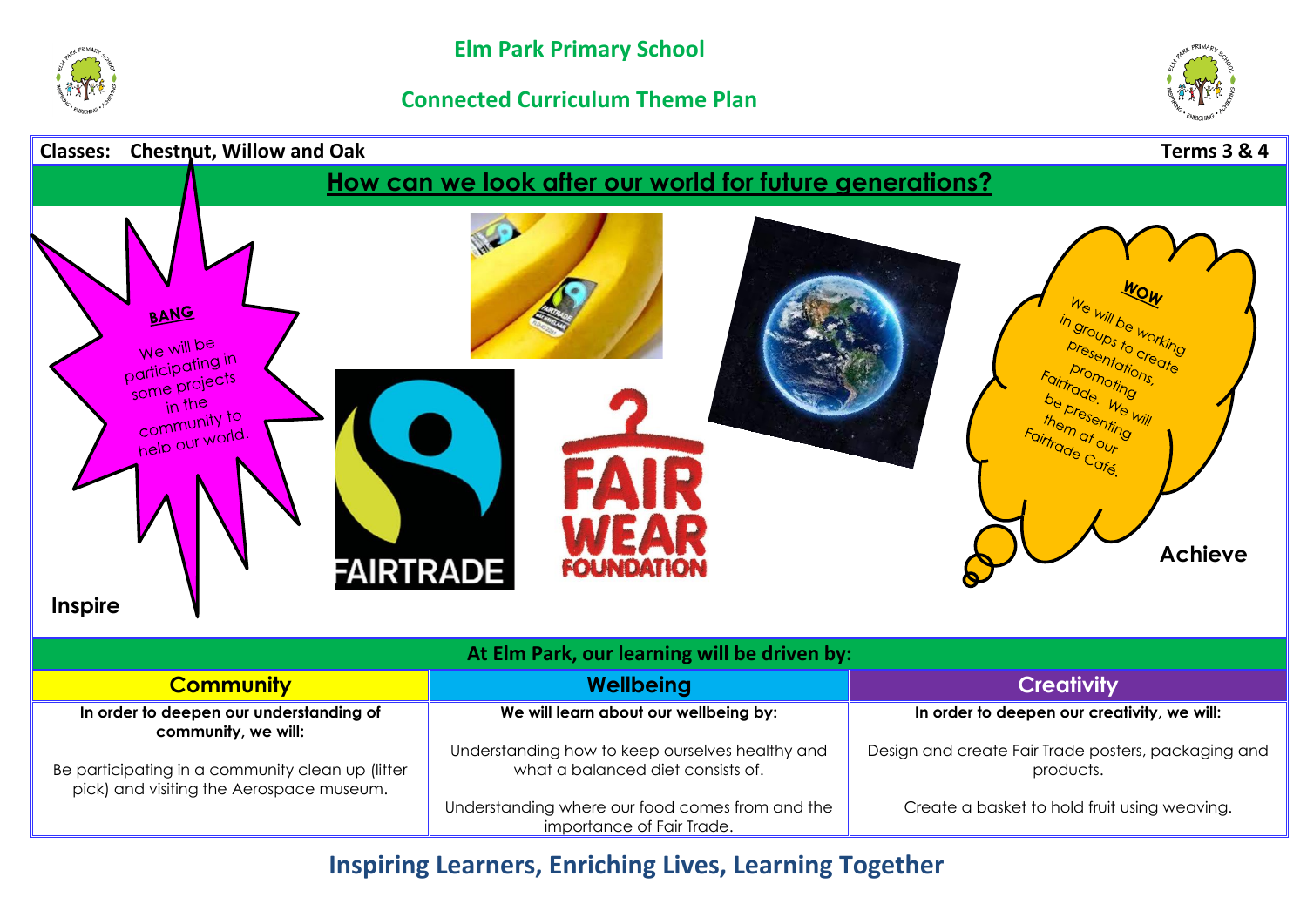# Elm Park Primary School

## Connected Curriculum Theme Plan

**Classes: Chestnut, Willow and Oak** **Terms 3 & 4**

## How can we look after our world for future generations?

**BANG**

We will be participating in some projects in the community to help our world.

**Inspire**

FAIRTRADE

FAIR WEAR FOUNDATION

**WOW**

We will be working in groups to create presentations, promoting Fairtrade. We will be presenting them at our Fairtrade Café.

**Achieve**

### At Elm Park, our learning will be driven by:

| Community | Wellbeing | Creativity |
|---|---|---|
| **In order to deepen our understanding of community, we will:** | **We will learn about our wellbeing by:** | **In order to deepen our creativity, we will:** |
| Be participating in a community clean up (litter pick) and visiting the Aerospace museum. | Understanding how to keep ourselves healthy and what a balanced diet consists of.<br><br>Understanding where our food comes from and the importance of Fair Trade. | Design and create Fair Trade posters, packaging and products.<br><br>Create a basket to hold fruit using weaving. |

**Inspiring Learners, Enriching Lives, Learning Together**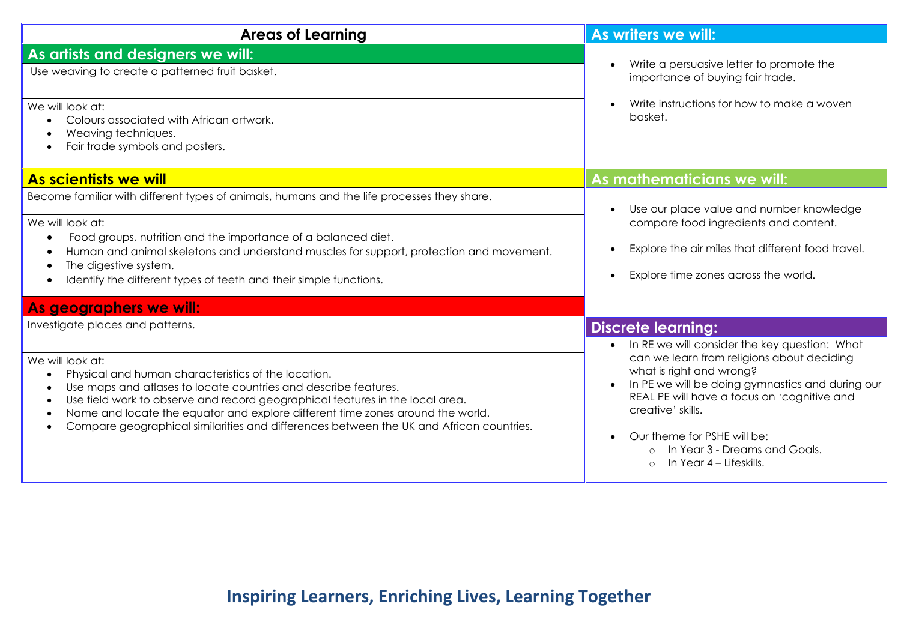## Areas of Learning

### As artists and designers we will:

Use weaving to create a patterned fruit basket.

We will look at:

- Colours associated with African artwork.
- Weaving techniques.
- Fair trade symbols and posters.

### As scientists we will

Become familiar with different types of animals, humans and the life processes they share.

We will look at:

- Food groups, nutrition and the importance of a balanced diet.
- Human and animal skeletons and understand muscles for support, protection and movement.
- The digestive system.
- Identify the different types of teeth and their simple functions.

### As geographers we will:

Investigate places and patterns.

We will look at:

- Physical and human characteristics of the location.
- Use maps and atlases to locate countries and describe features.
- Use field work to observe and record geographical features in the local area.
- Name and locate the equator and explore different time zones around the world.
- Compare geographical similarities and differences between the UK and African countries.

### As writers we will:

- Write a persuasive letter to promote the importance of buying fair trade.
- Write instructions for how to make a woven basket.

### As mathematicians we will:

- Use our place value and number knowledge compare food ingredients and content.
- Explore the air miles that different food travel.
- Explore time zones across the world.

### Discrete learning:

- In RE we will consider the key question: What can we learn from religions about deciding what is right and wrong?
- In PE we will be doing gymnastics and during our REAL PE will have a focus on 'cognitive and creative' skills.
- Our theme for PSHE will be:
  - In Year 3 - Dreams and Goals.
  - In Year 4 – Lifeskills.

**Inspiring Learners, Enriching Lives, Learning Together**